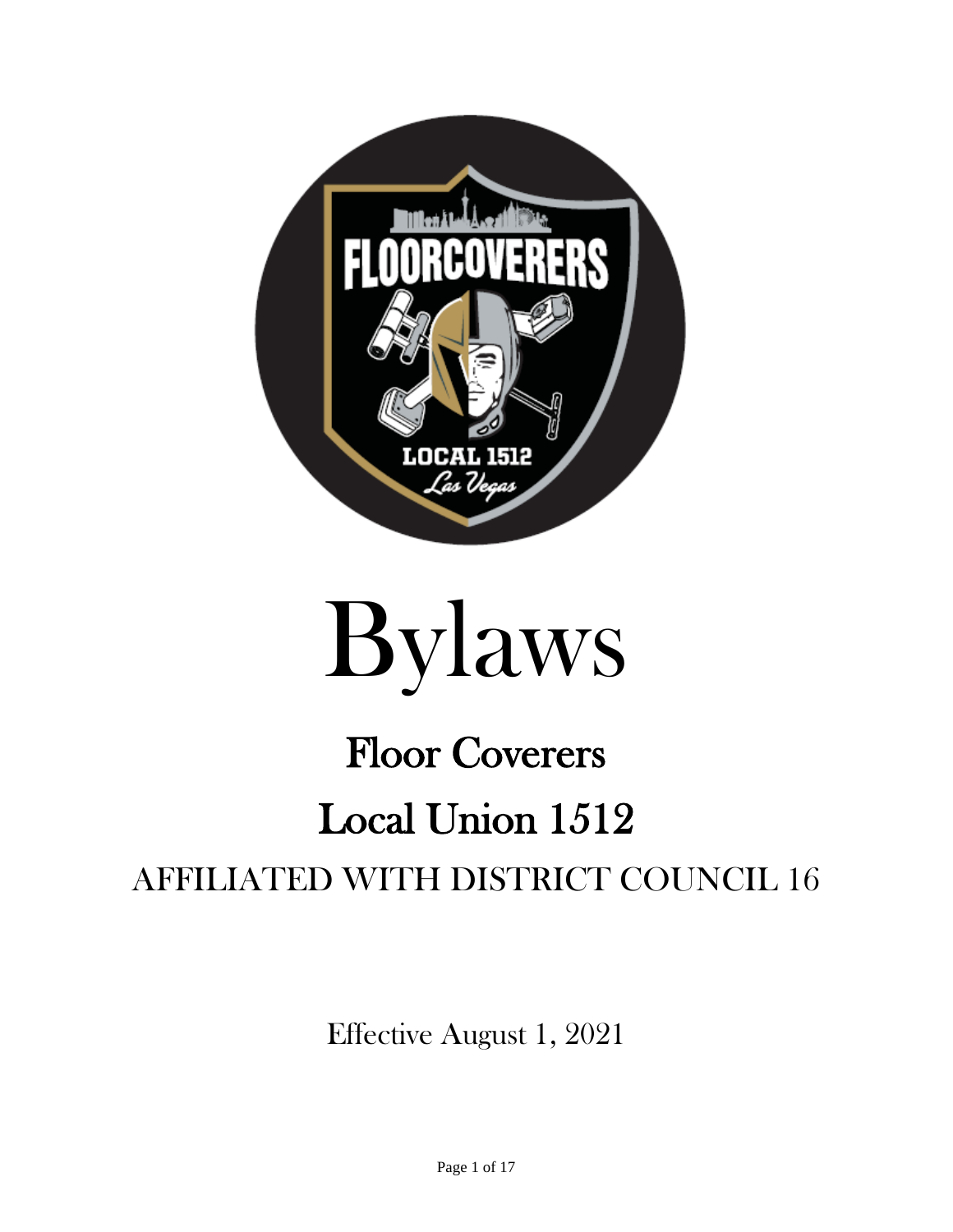# Bylaws

## Floor Coverers

## Local Union 1512

AFFILIATED WITH DISTRICT COUNCIL 16

Effective August 1, 2021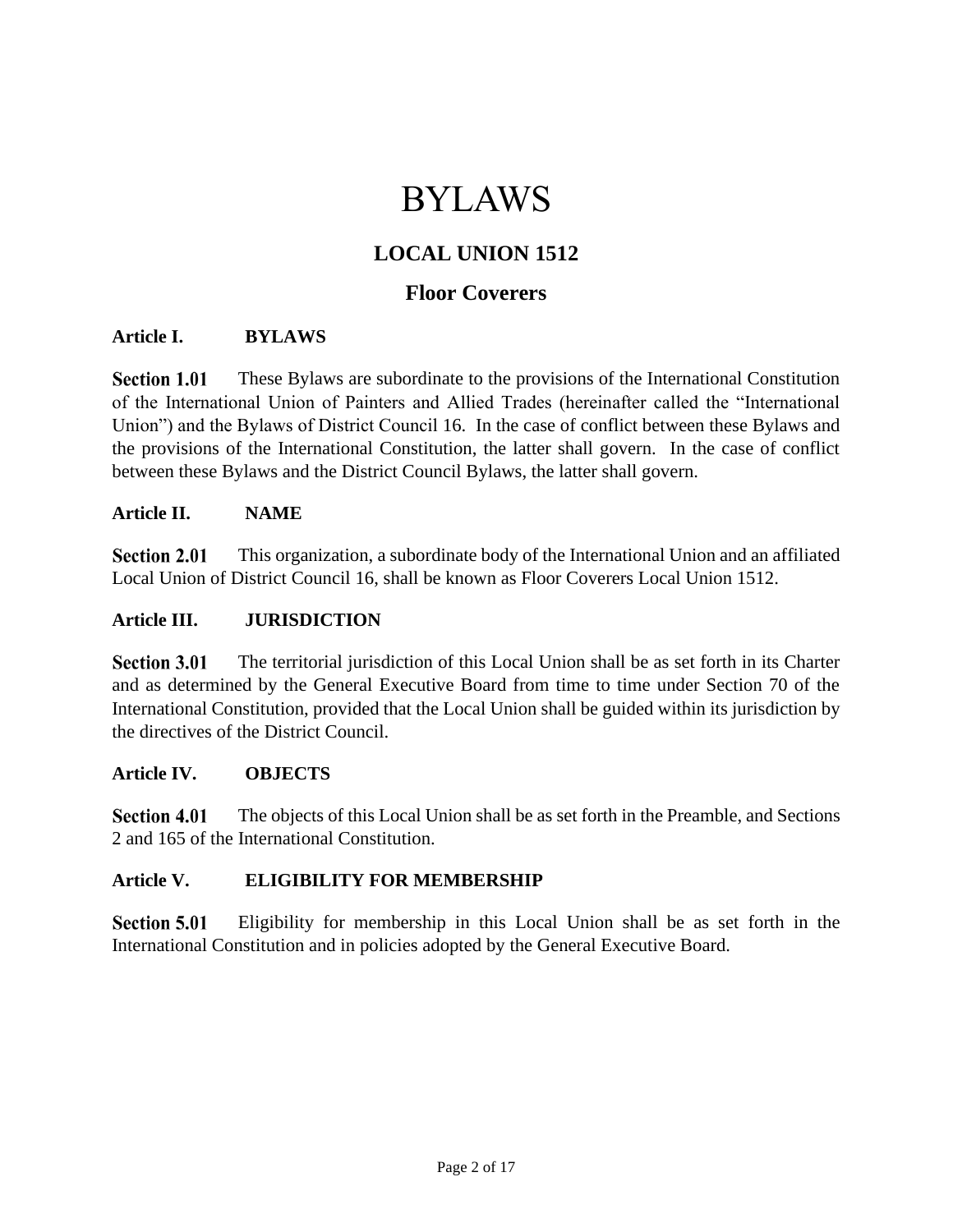# BYLAWS

## LOCAL UNION 1512

## Floor Coverers

### Article I. BYLAWS

**Section 1.01** These Bylaws are subordinate to the provisions of the International Constitution of the International Union of Painters and Allied Trades (hereinafter called the "International Union") and the Bylaws of District Council 16. In the case of conflict between these Bylaws and the provisions of the International Constitution, the latter shall govern. In the case of conflict between these Bylaws and the District Council Bylaws, the latter shall govern.

### Article II. NAME

**Section 2.01** This organization, a subordinate body of the International Union and an affiliated Local Union of District Council 16, shall be known as Floor Coverers Local Union 1512.

### Article III. JURISDICTION

**Section 3.01** The territorial jurisdiction of this Local Union shall be as set forth in its Charter and as determined by the General Executive Board from time to time under Section 70 of the International Constitution, provided that the Local Union shall be guided within its jurisdiction by the directives of the District Council.

### Article IV. OBJECTS

**Section 4.01** The objects of this Local Union shall be as set forth in the Preamble, and Sections 2 and 165 of the International Constitution.

### Article V. ELIGIBILITY FOR MEMBERSHIP

**Section 5.01** Eligibility for membership in this Local Union shall be as set forth in the International Constitution and in policies adopted by the General Executive Board.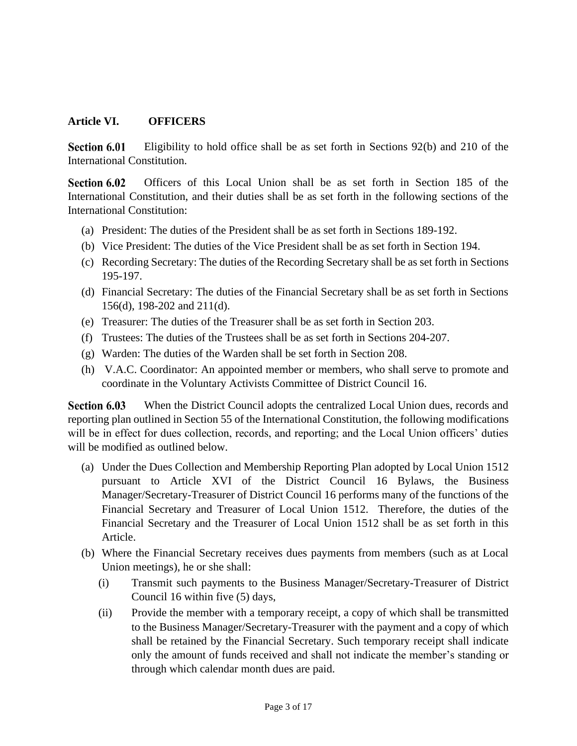## Article VI. OFFICERS

**Section 6.01** Eligibility to hold office shall be as set forth in Sections 92(b) and 210 of the International Constitution.

**Section 6.02** Officers of this Local Union shall be as set forth in Section 185 of the International Constitution, and their duties shall be as set forth in the following sections of the International Constitution:

(a) President: The duties of the President shall be as set forth in Sections 189-192.

(b) Vice President: The duties of the Vice President shall be as set forth in Section 194.

(c) Recording Secretary: The duties of the Recording Secretary shall be as set forth in Sections 195-197.

(d) Financial Secretary: The duties of the Financial Secretary shall be as set forth in Sections 156(d), 198-202 and 211(d).

(e) Treasurer: The duties of the Treasurer shall be as set forth in Section 203.

(f) Trustees: The duties of the Trustees shall be as set forth in Sections 204-207.

(g) Warden: The duties of the Warden shall be set forth in Section 208.

(h) V.A.C. Coordinator: An appointed member or members, who shall serve to promote and coordinate in the Voluntary Activists Committee of District Council 16.

**Section 6.03** When the District Council adopts the centralized Local Union dues, records and reporting plan outlined in Section 55 of the International Constitution, the following modifications will be in effect for dues collection, records, and reporting; and the Local Union officers' duties will be modified as outlined below.

(a) Under the Dues Collection and Membership Reporting Plan adopted by Local Union 1512 pursuant to Article XVI of the District Council 16 Bylaws, the Business Manager/Secretary-Treasurer of District Council 16 performs many of the functions of the Financial Secretary and Treasurer of Local Union 1512. Therefore, the duties of the Financial Secretary and the Treasurer of Local Union 1512 shall be as set forth in this Article.

(b) Where the Financial Secretary receives dues payments from members (such as at Local Union meetings), he or she shall:

   (i) Transmit such payments to the Business Manager/Secretary-Treasurer of District Council 16 within five (5) days,

   (ii) Provide the member with a temporary receipt, a copy of which shall be transmitted to the Business Manager/Secretary-Treasurer with the payment and a copy of which shall be retained by the Financial Secretary. Such temporary receipt shall indicate only the amount of funds received and shall not indicate the member's standing or through which calendar month dues are paid.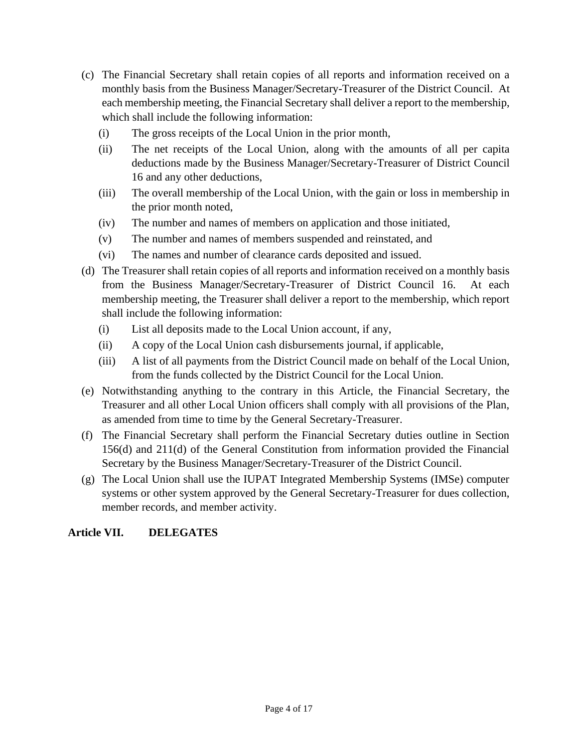(c) The Financial Secretary shall retain copies of all reports and information received on a monthly basis from the Business Manager/Secretary-Treasurer of the District Council. At each membership meeting, the Financial Secretary shall deliver a report to the membership, which shall include the following information:

   (i) The gross receipts of the Local Union in the prior month,

   (ii) The net receipts of the Local Union, along with the amounts of all per capita deductions made by the Business Manager/Secretary-Treasurer of District Council 16 and any other deductions,

   (iii) The overall membership of the Local Union, with the gain or loss in membership in the prior month noted,

   (iv) The number and names of members on application and those initiated,

   (v) The number and names of members suspended and reinstated, and

   (vi) The names and number of clearance cards deposited and issued.

(d) The Treasurer shall retain copies of all reports and information received on a monthly basis from the Business Manager/Secretary-Treasurer of District Council 16. At each membership meeting, the Treasurer shall deliver a report to the membership, which report shall include the following information:

   (i) List all deposits made to the Local Union account, if any,

   (ii) A copy of the Local Union cash disbursements journal, if applicable,

   (iii) A list of all payments from the District Council made on behalf of the Local Union, from the funds collected by the District Council for the Local Union.

(e) Notwithstanding anything to the contrary in this Article, the Financial Secretary, the Treasurer and all other Local Union officers shall comply with all provisions of the Plan, as amended from time to time by the General Secretary-Treasurer.

(f) The Financial Secretary shall perform the Financial Secretary duties outline in Section 156(d) and 211(d) of the General Constitution from information provided the Financial Secretary by the Business Manager/Secretary-Treasurer of the District Council.

(g) The Local Union shall use the IUPAT Integrated Membership Systems (IMSe) computer systems or other system approved by the General Secretary-Treasurer for dues collection, member records, and member activity.

## Article VII. DELEGATES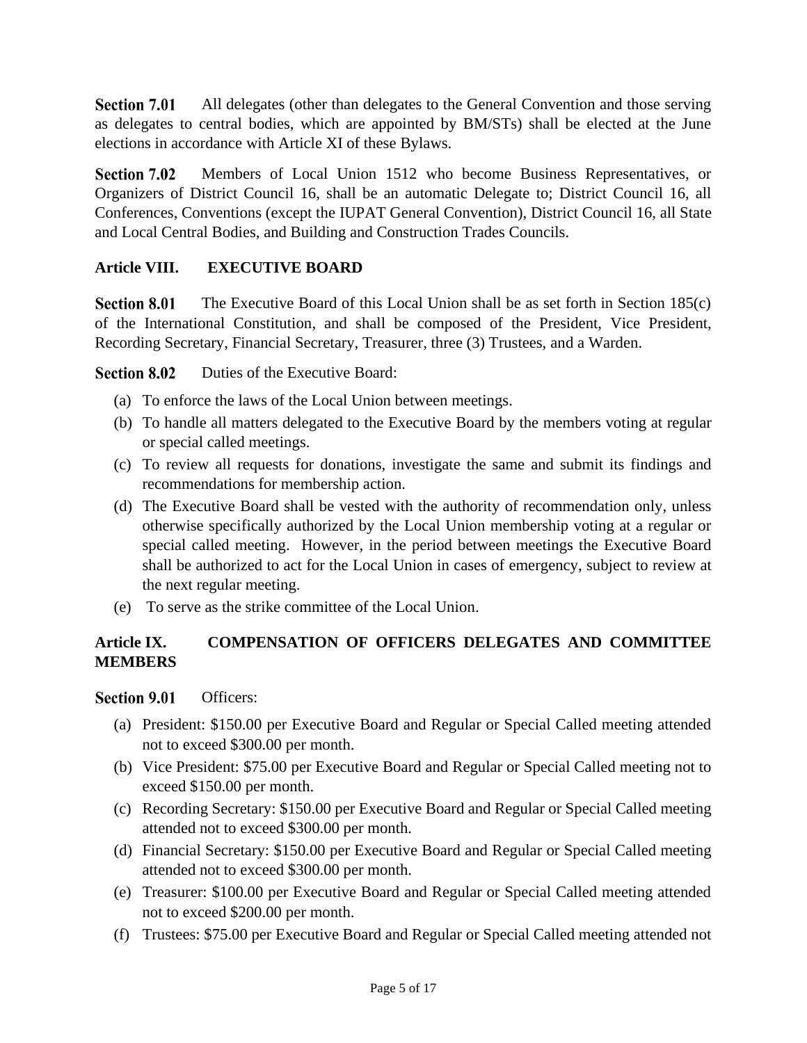**Section 7.01** All delegates (other than delegates to the General Convention and those serving as delegates to central bodies, which are appointed by BM/STs) shall be elected at the June elections in accordance with Article XI of these Bylaws.

**Section 7.02** Members of Local Union 1512 who become Business Representatives, or Organizers of District Council 16, shall be an automatic Delegate to; District Council 16, all Conferences, Conventions (except the IUPAT General Convention), District Council 16, all State and Local Central Bodies, and Building and Construction Trades Councils.

## Article VIII. EXECUTIVE BOARD

**Section 8.01** The Executive Board of this Local Union shall be as set forth in Section 185(c) of the International Constitution, and shall be composed of the President, Vice President, Recording Secretary, Financial Secretary, Treasurer, three (3) Trustees, and a Warden.

**Section 8.02** Duties of the Executive Board:

(a) To enforce the laws of the Local Union between meetings.

(b) To handle all matters delegated to the Executive Board by the members voting at regular or special called meetings.

(c) To review all requests for donations, investigate the same and submit its findings and recommendations for membership action.

(d) The Executive Board shall be vested with the authority of recommendation only, unless otherwise specifically authorized by the Local Union membership voting at a regular or special called meeting. However, in the period between meetings the Executive Board shall be authorized to act for the Local Union in cases of emergency, subject to review at the next regular meeting.

(e) To serve as the strike committee of the Local Union.

## Article IX. COMPENSATION OF OFFICERS DELEGATES AND COMMITTEE MEMBERS

**Section 9.01** Officers:

(a) President: $150.00 per Executive Board and Regular or Special Called meeting attended not to exceed $300.00 per month.

(b) Vice President: $75.00 per Executive Board and Regular or Special Called meeting not to exceed $150.00 per month.

(c) Recording Secretary: $150.00 per Executive Board and Regular or Special Called meeting attended not to exceed $300.00 per month.

(d) Financial Secretary: $150.00 per Executive Board and Regular or Special Called meeting attended not to exceed $300.00 per month.

(e) Treasurer: $100.00 per Executive Board and Regular or Special Called meeting attended not to exceed $200.00 per month.

(f) Trustees: $75.00 per Executive Board and Regular or Special Called meeting attended not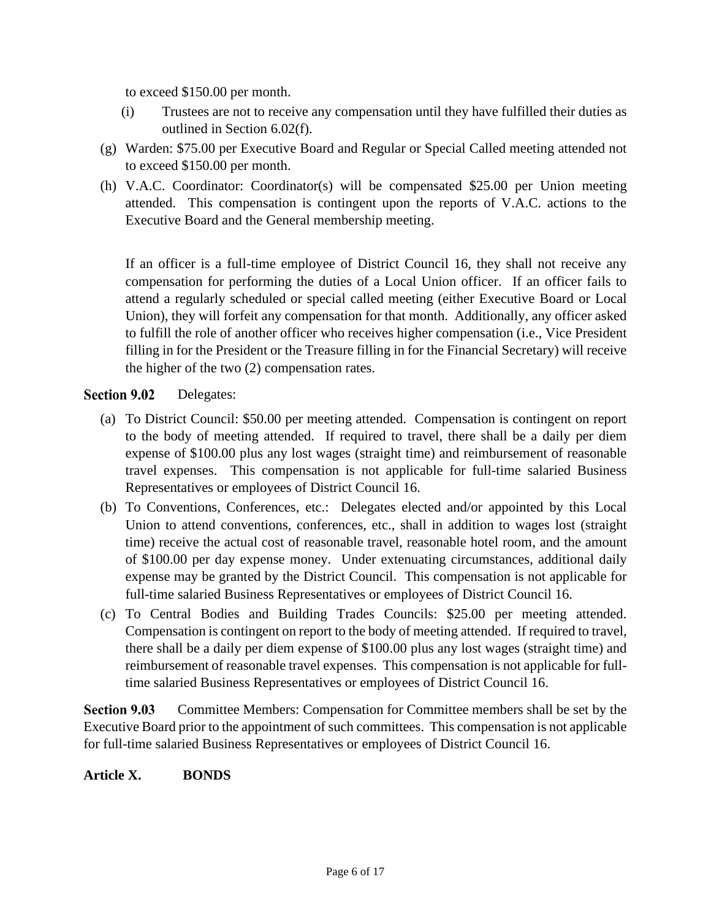to exceed $150.00 per month.

(i) Trustees are not to receive any compensation until they have fulfilled their duties as outlined in Section 6.02(f).

(g) Warden: $75.00 per Executive Board and Regular or Special Called meeting attended not to exceed $150.00 per month.

(h) V.A.C. Coordinator: Coordinator(s) will be compensated $25.00 per Union meeting attended. This compensation is contingent upon the reports of V.A.C. actions to the Executive Board and the General membership meeting.

If an officer is a full-time employee of District Council 16, they shall not receive any compensation for performing the duties of a Local Union officer. If an officer fails to attend a regularly scheduled or special called meeting (either Executive Board or Local Union), they will forfeit any compensation for that month. Additionally, any officer asked to fulfill the role of another officer who receives higher compensation (i.e., Vice President filling in for the President or the Treasure filling in for the Financial Secretary) will receive the higher of the two (2) compensation rates.

**Section 9.02** Delegates:

(a) To District Council: $50.00 per meeting attended. Compensation is contingent on report to the body of meeting attended. If required to travel, there shall be a daily per diem expense of $100.00 plus any lost wages (straight time) and reimbursement of reasonable travel expenses. This compensation is not applicable for full-time salaried Business Representatives or employees of District Council 16.

(b) To Conventions, Conferences, etc.: Delegates elected and/or appointed by this Local Union to attend conventions, conferences, etc., shall in addition to wages lost (straight time) receive the actual cost of reasonable travel, reasonable hotel room, and the amount of $100.00 per day expense money. Under extenuating circumstances, additional daily expense may be granted by the District Council. This compensation is not applicable for full-time salaried Business Representatives or employees of District Council 16.

(c) To Central Bodies and Building Trades Councils: $25.00 per meeting attended. Compensation is contingent on report to the body of meeting attended. If required to travel, there shall be a daily per diem expense of $100.00 plus any lost wages (straight time) and reimbursement of reasonable travel expenses. This compensation is not applicable for full-time salaried Business Representatives or employees of District Council 16.

**Section 9.03** Committee Members: Compensation for Committee members shall be set by the Executive Board prior to the appointment of such committees. This compensation is not applicable for full-time salaried Business Representatives or employees of District Council 16.

## Article X. BONDS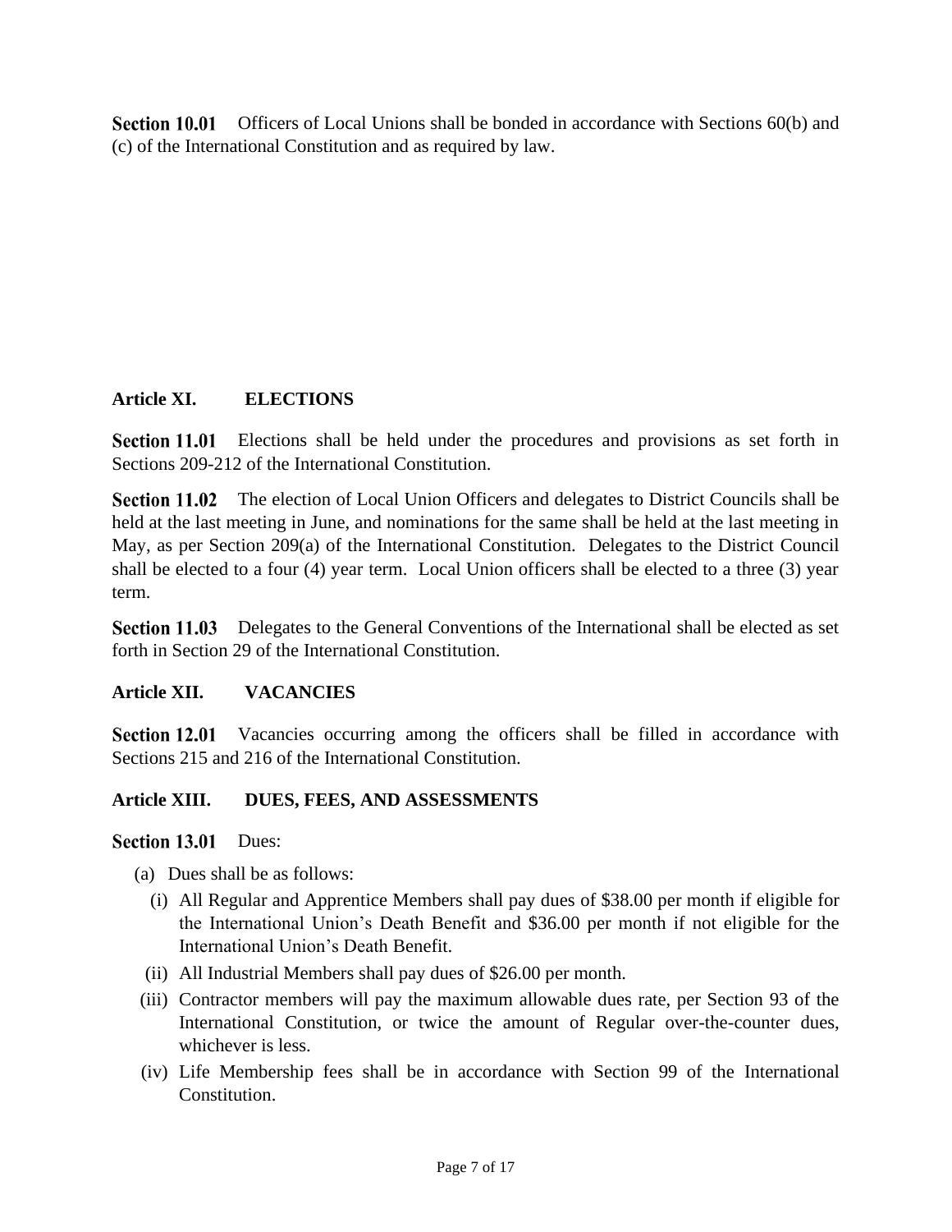**Section 10.01** Officers of Local Unions shall be bonded in accordance with Sections 60(b) and (c) of the International Constitution and as required by law.

## Article XI. ELECTIONS

**Section 11.01** Elections shall be held under the procedures and provisions as set forth in Sections 209-212 of the International Constitution.

**Section 11.02** The election of Local Union Officers and delegates to District Councils shall be held at the last meeting in June, and nominations for the same shall be held at the last meeting in May, as per Section 209(a) of the International Constitution. Delegates to the District Council shall be elected to a four (4) year term. Local Union officers shall be elected to a three (3) year term.

**Section 11.03** Delegates to the General Conventions of the International shall be elected as set forth in Section 29 of the International Constitution.

## Article XII. VACANCIES

**Section 12.01** Vacancies occurring among the officers shall be filled in accordance with Sections 215 and 216 of the International Constitution.

## Article XIII. DUES, FEES, AND ASSESSMENTS

**Section 13.01** Dues:

(a) Dues shall be as follows:

(i) All Regular and Apprentice Members shall pay dues of $38.00 per month if eligible for the International Union's Death Benefit and $36.00 per month if not eligible for the International Union's Death Benefit.

(ii) All Industrial Members shall pay dues of $26.00 per month.

(iii) Contractor members will pay the maximum allowable dues rate, per Section 93 of the International Constitution, or twice the amount of Regular over-the-counter dues, whichever is less.

(iv) Life Membership fees shall be in accordance with Section 99 of the International Constitution.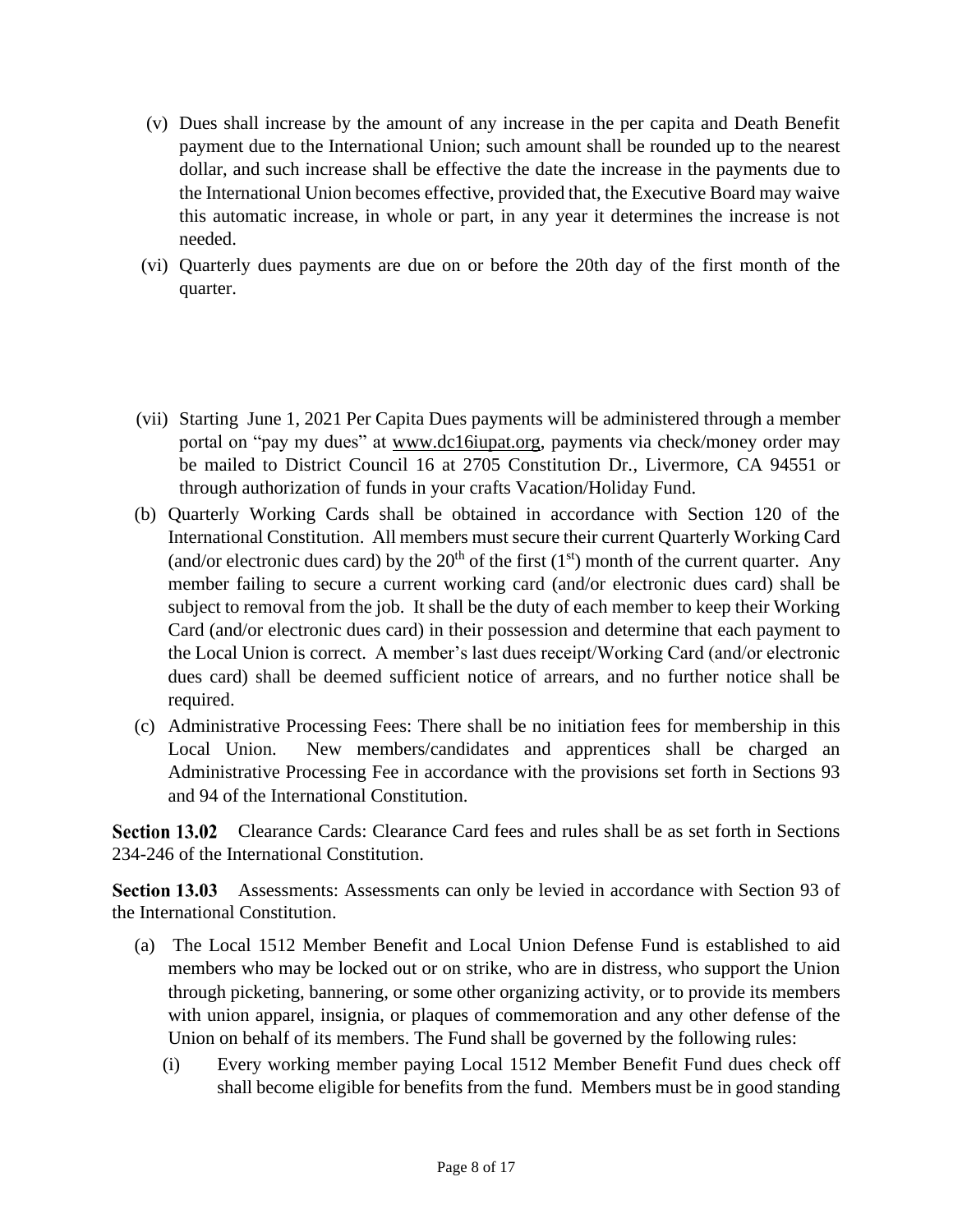(v) Dues shall increase by the amount of any increase in the per capita and Death Benefit payment due to the International Union; such amount shall be rounded up to the nearest dollar, and such increase shall be effective the date the increase in the payments due to the International Union becomes effective, provided that, the Executive Board may waive this automatic increase, in whole or part, in any year it determines the increase is not needed.

(vi) Quarterly dues payments are due on or before the 20th day of the first month of the quarter.

(vii) Starting June 1, 2021 Per Capita Dues payments will be administered through a member portal on "pay my dues" at www.dc16iupat.org, payments via check/money order may be mailed to District Council 16 at 2705 Constitution Dr., Livermore, CA 94551 or through authorization of funds in your crafts Vacation/Holiday Fund.

(b) Quarterly Working Cards shall be obtained in accordance with Section 120 of the International Constitution. All members must secure their current Quarterly Working Card (and/or electronic dues card) by the 20th of the first (1st) month of the current quarter. Any member failing to secure a current working card (and/or electronic dues card) shall be subject to removal from the job. It shall be the duty of each member to keep their Working Card (and/or electronic dues card) in their possession and determine that each payment to the Local Union is correct. A member's last dues receipt/Working Card (and/or electronic dues card) shall be deemed sufficient notice of arrears, and no further notice shall be required.

(c) Administrative Processing Fees: There shall be no initiation fees for membership in this Local Union. New members/candidates and apprentices shall be charged an Administrative Processing Fee in accordance with the provisions set forth in Sections 93 and 94 of the International Constitution.

**Section 13.02** Clearance Cards: Clearance Card fees and rules shall be as set forth in Sections 234-246 of the International Constitution.

**Section 13.03** Assessments: Assessments can only be levied in accordance with Section 93 of the International Constitution.

(a) The Local 1512 Member Benefit and Local Union Defense Fund is established to aid members who may be locked out or on strike, who are in distress, who support the Union through picketing, bannering, or some other organizing activity, or to provide its members with union apparel, insignia, or plaques of commemoration and any other defense of the Union on behalf of its members. The Fund shall be governed by the following rules:

(i) Every working member paying Local 1512 Member Benefit Fund dues check off shall become eligible for benefits from the fund. Members must be in good standing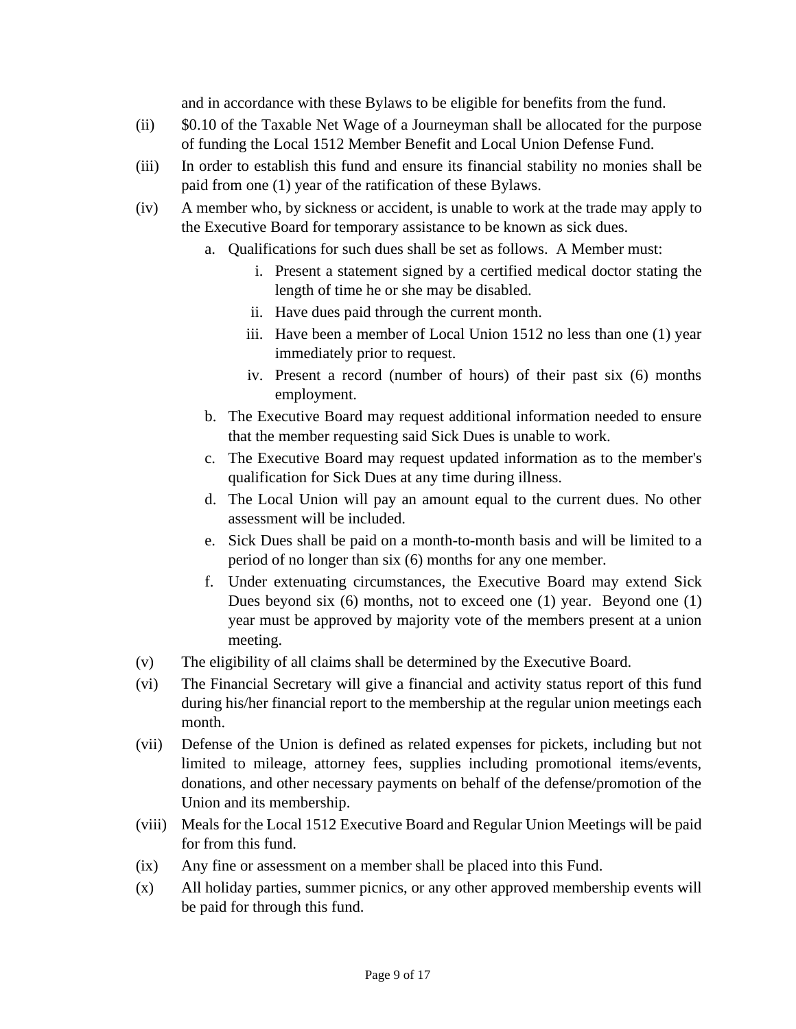and in accordance with these Bylaws to be eligible for benefits from the fund.

(ii) $0.10 of the Taxable Net Wage of a Journeyman shall be allocated for the purpose of funding the Local 1512 Member Benefit and Local Union Defense Fund.

(iii) In order to establish this fund and ensure its financial stability no monies shall be paid from one (1) year of the ratification of these Bylaws.

(iv) A member who, by sickness or accident, is unable to work at the trade may apply to the Executive Board for temporary assistance to be known as sick dues.

   a. Qualifications for such dues shall be set as follows. A Member must:

      i. Present a statement signed by a certified medical doctor stating the length of time he or she may be disabled.

      ii. Have dues paid through the current month.

      iii. Have been a member of Local Union 1512 no less than one (1) year immediately prior to request.

      iv. Present a record (number of hours) of their past six (6) months employment.

   b. The Executive Board may request additional information needed to ensure that the member requesting said Sick Dues is unable to work.

   c. The Executive Board may request updated information as to the member's qualification for Sick Dues at any time during illness.

   d. The Local Union will pay an amount equal to the current dues. No other assessment will be included.

   e. Sick Dues shall be paid on a month-to-month basis and will be limited to a period of no longer than six (6) months for any one member.

   f. Under extenuating circumstances, the Executive Board may extend Sick Dues beyond six (6) months, not to exceed one (1) year. Beyond one (1) year must be approved by majority vote of the members present at a union meeting.

(v) The eligibility of all claims shall be determined by the Executive Board.

(vi) The Financial Secretary will give a financial and activity status report of this fund during his/her financial report to the membership at the regular union meetings each month.

(vii) Defense of the Union is defined as related expenses for pickets, including but not limited to mileage, attorney fees, supplies including promotional items/events, donations, and other necessary payments on behalf of the defense/promotion of the Union and its membership.

(viii) Meals for the Local 1512 Executive Board and Regular Union Meetings will be paid for from this fund.

(ix) Any fine or assessment on a member shall be placed into this Fund.

(x) All holiday parties, summer picnics, or any other approved membership events will be paid for through this fund.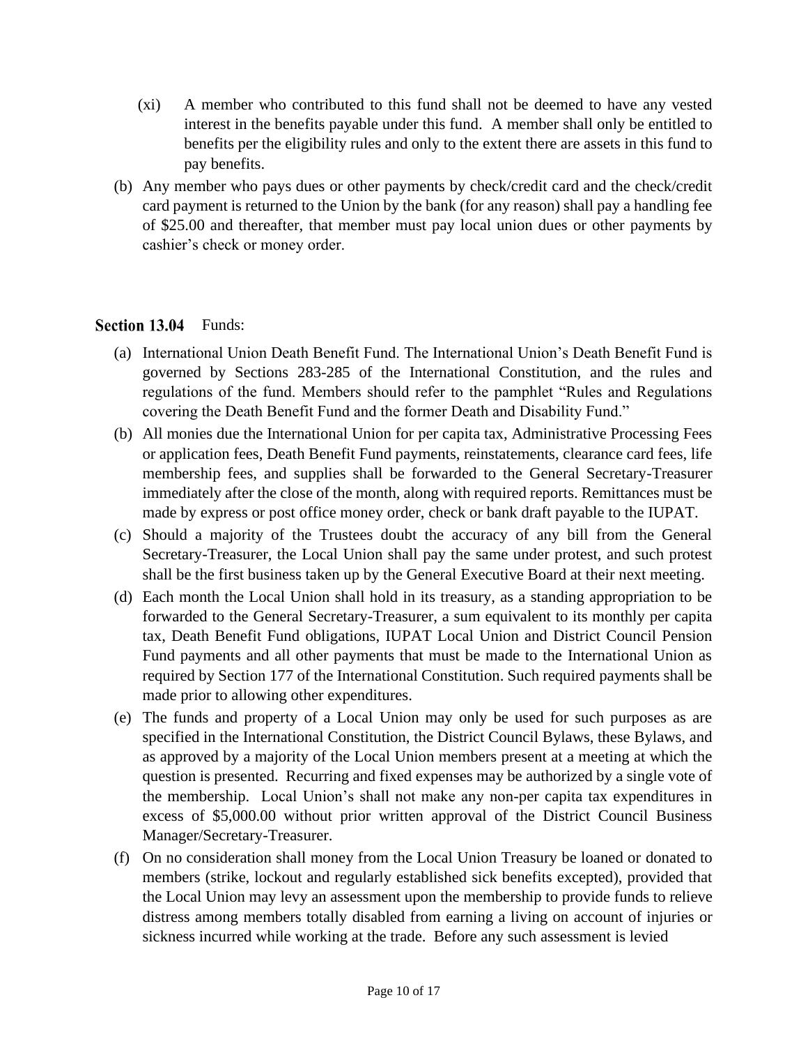(xi) A member who contributed to this fund shall not be deemed to have any vested interest in the benefits payable under this fund. A member shall only be entitled to benefits per the eligibility rules and only to the extent there are assets in this fund to pay benefits.

(b) Any member who pays dues or other payments by check/credit card and the check/credit card payment is returned to the Union by the bank (for any reason) shall pay a handling fee of $25.00 and thereafter, that member must pay local union dues or other payments by cashier's check or money order.

### Section 13.04 Funds:

(a) International Union Death Benefit Fund. The International Union's Death Benefit Fund is governed by Sections 283-285 of the International Constitution, and the rules and regulations of the fund. Members should refer to the pamphlet "Rules and Regulations covering the Death Benefit Fund and the former Death and Disability Fund."

(b) All monies due the International Union for per capita tax, Administrative Processing Fees or application fees, Death Benefit Fund payments, reinstatements, clearance card fees, life membership fees, and supplies shall be forwarded to the General Secretary-Treasurer immediately after the close of the month, along with required reports. Remittances must be made by express or post office money order, check or bank draft payable to the IUPAT.

(c) Should a majority of the Trustees doubt the accuracy of any bill from the General Secretary-Treasurer, the Local Union shall pay the same under protest, and such protest shall be the first business taken up by the General Executive Board at their next meeting.

(d) Each month the Local Union shall hold in its treasury, as a standing appropriation to be forwarded to the General Secretary-Treasurer, a sum equivalent to its monthly per capita tax, Death Benefit Fund obligations, IUPAT Local Union and District Council Pension Fund payments and all other payments that must be made to the International Union as required by Section 177 of the International Constitution. Such required payments shall be made prior to allowing other expenditures.

(e) The funds and property of a Local Union may only be used for such purposes as are specified in the International Constitution, the District Council Bylaws, these Bylaws, and as approved by a majority of the Local Union members present at a meeting at which the question is presented. Recurring and fixed expenses may be authorized by a single vote of the membership. Local Union's shall not make any non-per capita tax expenditures in excess of $5,000.00 without prior written approval of the District Council Business Manager/Secretary-Treasurer.

(f) On no consideration shall money from the Local Union Treasury be loaned or donated to members (strike, lockout and regularly established sick benefits excepted), provided that the Local Union may levy an assessment upon the membership to provide funds to relieve distress among members totally disabled from earning a living on account of injuries or sickness incurred while working at the trade. Before any such assessment is levied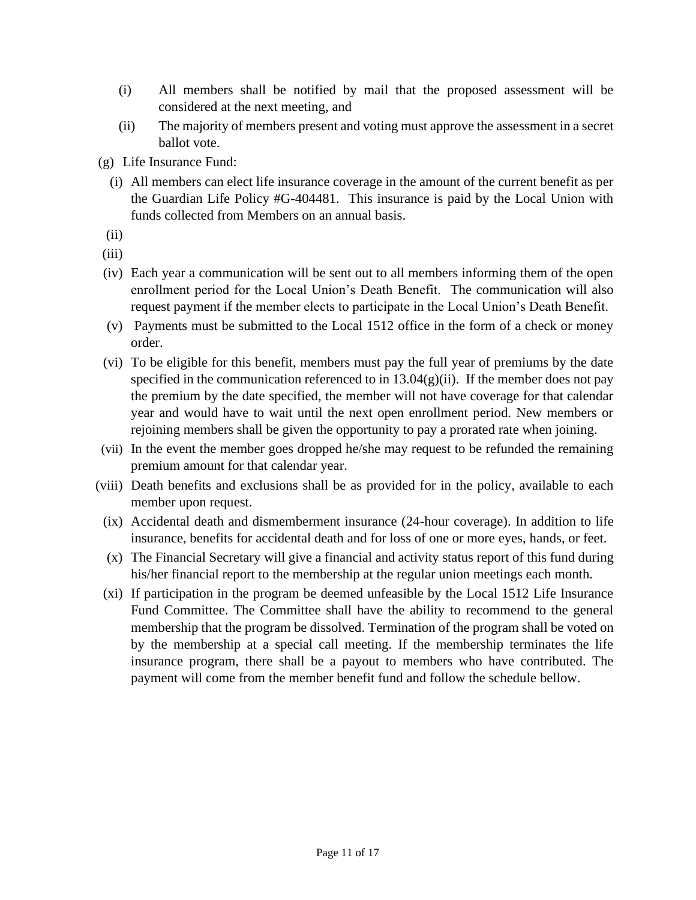(i) All members shall be notified by mail that the proposed assessment will be considered at the next meeting, and

(ii) The majority of members present and voting must approve the assessment in a secret ballot vote.

(g) Life Insurance Fund:

(i) All members can elect life insurance coverage in the amount of the current benefit as per the Guardian Life Policy #G-404481. This insurance is paid by the Local Union with funds collected from Members on an annual basis.

(ii)

(iii)

(iv) Each year a communication will be sent out to all members informing them of the open enrollment period for the Local Union's Death Benefit. The communication will also request payment if the member elects to participate in the Local Union's Death Benefit.

(v) Payments must be submitted to the Local 1512 office in the form of a check or money order.

(vi) To be eligible for this benefit, members must pay the full year of premiums by the date specified in the communication referenced to in 13.04(g)(ii). If the member does not pay the premium by the date specified, the member will not have coverage for that calendar year and would have to wait until the next open enrollment period. New members or rejoining members shall be given the opportunity to pay a prorated rate when joining.

(vii) In the event the member goes dropped he/she may request to be refunded the remaining premium amount for that calendar year.

(viii) Death benefits and exclusions shall be as provided for in the policy, available to each member upon request.

(ix) Accidental death and dismemberment insurance (24-hour coverage). In addition to life insurance, benefits for accidental death and for loss of one or more eyes, hands, or feet.

(x) The Financial Secretary will give a financial and activity status report of this fund during his/her financial report to the membership at the regular union meetings each month.

(xi) If participation in the program be deemed unfeasible by the Local 1512 Life Insurance Fund Committee. The Committee shall have the ability to recommend to the general membership that the program be dissolved. Termination of the program shall be voted on by the membership at a special call meeting. If the membership terminates the life insurance program, there shall be a payout to members who have contributed. The payment will come from the member benefit fund and follow the schedule bellow.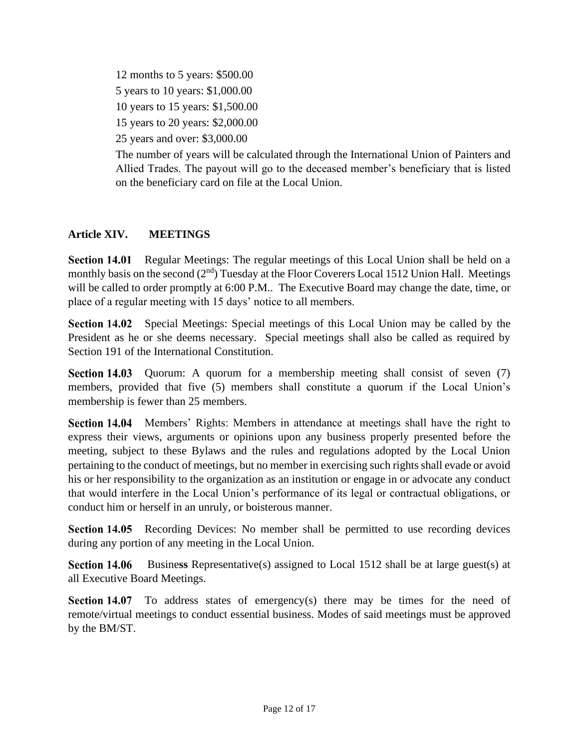12 months to 5 years: $500.00

5 years to 10 years: $1,000.00

10 years to 15 years: $1,500.00

15 years to 20 years: $2,000.00

25 years and over: $3,000.00

The number of years will be calculated through the International Union of Painters and Allied Trades. The payout will go to the deceased member's beneficiary that is listed on the beneficiary card on file at the Local Union.

## Article XIV. MEETINGS

**Section 14.01** Regular Meetings: The regular meetings of this Local Union shall be held on a monthly basis on the second (2nd) Tuesday at the Floor Coverers Local 1512 Union Hall. Meetings will be called to order promptly at 6:00 P.M.. The Executive Board may change the date, time, or place of a regular meeting with 15 days' notice to all members.

**Section 14.02** Special Meetings: Special meetings of this Local Union may be called by the President as he or she deems necessary. Special meetings shall also be called as required by Section 191 of the International Constitution.

**Section 14.03** Quorum: A quorum for a membership meeting shall consist of seven (7) members, provided that five (5) members shall constitute a quorum if the Local Union's membership is fewer than 25 members.

**Section 14.04** Members' Rights: Members in attendance at meetings shall have the right to express their views, arguments or opinions upon any business properly presented before the meeting, subject to these Bylaws and the rules and regulations adopted by the Local Union pertaining to the conduct of meetings, but no member in exercising such rights shall evade or avoid his or her responsibility to the organization as an institution or engage in or advocate any conduct that would interfere in the Local Union's performance of its legal or contractual obligations, or conduct him or herself in an unruly, or boisterous manner.

**Section 14.05** Recording Devices: No member shall be permitted to use recording devices during any portion of any meeting in the Local Union.

**Section 14.06** Business Representative(s) assigned to Local 1512 shall be at large guest(s) at all Executive Board Meetings.

**Section 14.07** To address states of emergency(s) there may be times for the need of remote/virtual meetings to conduct essential business. Modes of said meetings must be approved by the BM/ST.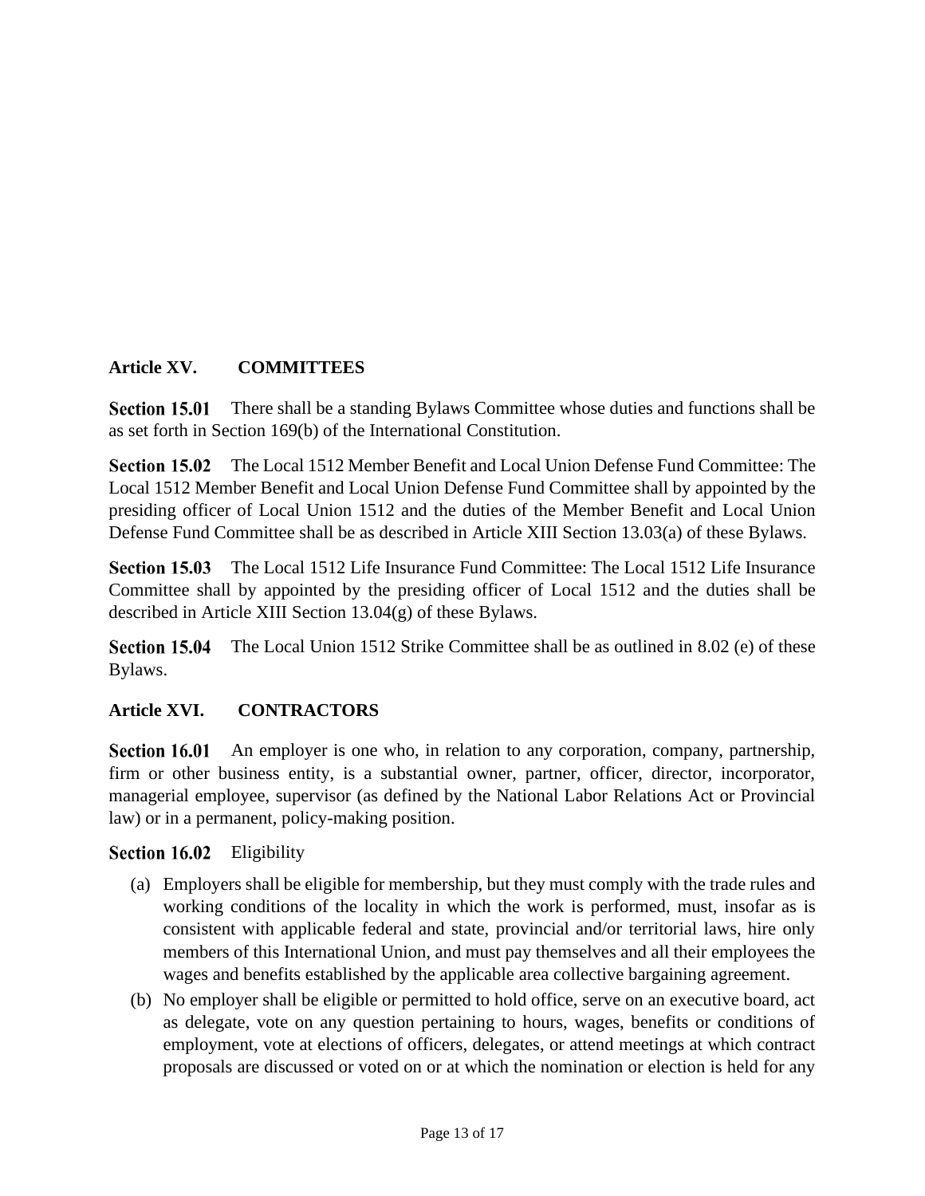## Article XV. COMMITTEES

**Section 15.01** There shall be a standing Bylaws Committee whose duties and functions shall be as set forth in Section 169(b) of the International Constitution.

**Section 15.02** The Local 1512 Member Benefit and Local Union Defense Fund Committee: The Local 1512 Member Benefit and Local Union Defense Fund Committee shall by appointed by the presiding officer of Local Union 1512 and the duties of the Member Benefit and Local Union Defense Fund Committee shall be as described in Article XIII Section 13.03(a) of these Bylaws.

**Section 15.03** The Local 1512 Life Insurance Fund Committee: The Local 1512 Life Insurance Committee shall by appointed by the presiding officer of Local 1512 and the duties shall be described in Article XIII Section 13.04(g) of these Bylaws.

**Section 15.04** The Local Union 1512 Strike Committee shall be as outlined in 8.02 (e) of these Bylaws.

## Article XVI. CONTRACTORS

**Section 16.01** An employer is one who, in relation to any corporation, company, partnership, firm or other business entity, is a substantial owner, partner, officer, director, incorporator, managerial employee, supervisor (as defined by the National Labor Relations Act or Provincial law) or in a permanent, policy-making position.

**Section 16.02** Eligibility

(a) Employers shall be eligible for membership, but they must comply with the trade rules and working conditions of the locality in which the work is performed, must, insofar as is consistent with applicable federal and state, provincial and/or territorial laws, hire only members of this International Union, and must pay themselves and all their employees the wages and benefits established by the applicable area collective bargaining agreement.

(b) No employer shall be eligible or permitted to hold office, serve on an executive board, act as delegate, vote on any question pertaining to hours, wages, benefits or conditions of employment, vote at elections of officers, delegates, or attend meetings at which contract proposals are discussed or voted on or at which the nomination or election is held for any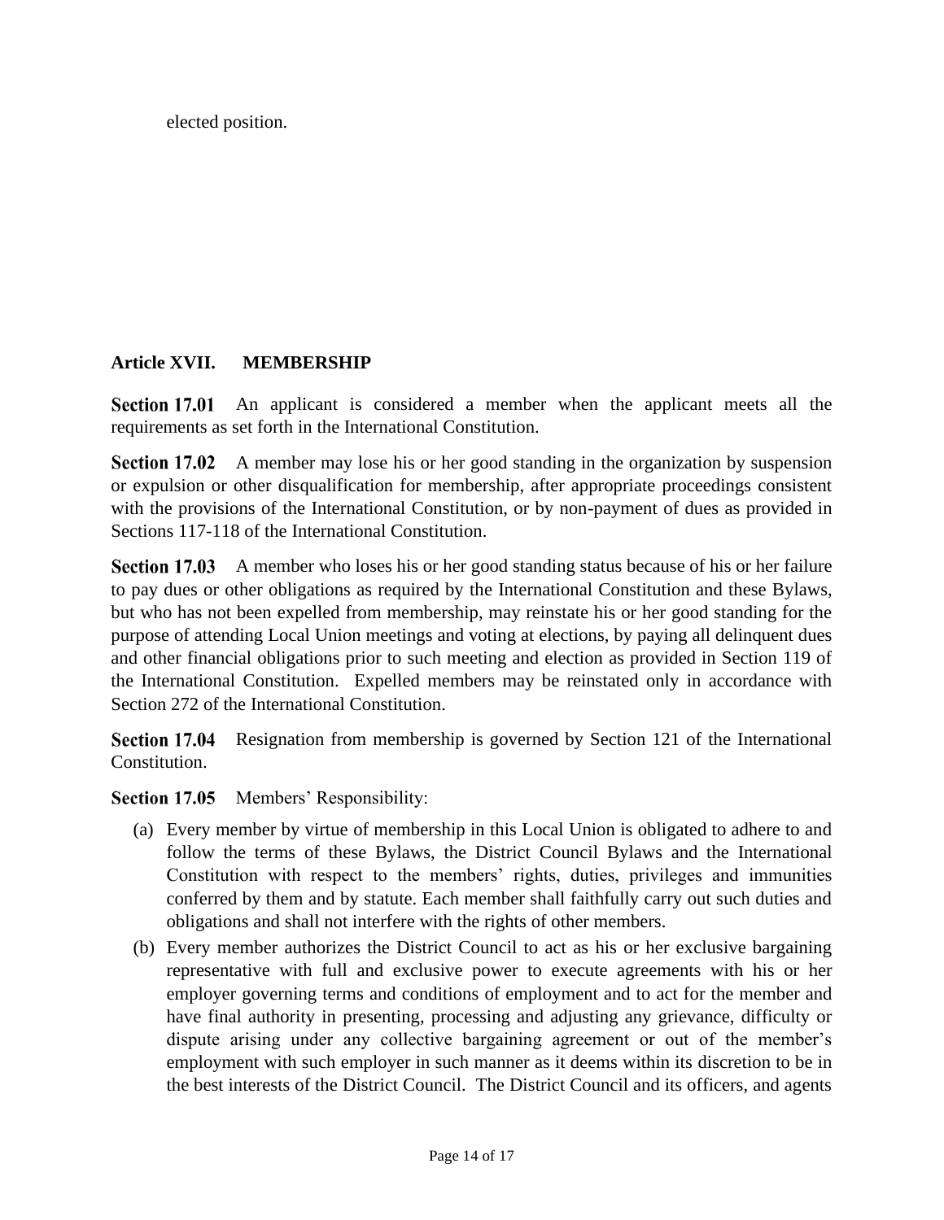elected position.

## Article XVII. MEMBERSHIP

**Section 17.01** An applicant is considered a member when the applicant meets all the requirements as set forth in the International Constitution.

**Section 17.02** A member may lose his or her good standing in the organization by suspension or expulsion or other disqualification for membership, after appropriate proceedings consistent with the provisions of the International Constitution, or by non-payment of dues as provided in Sections 117-118 of the International Constitution.

**Section 17.03** A member who loses his or her good standing status because of his or her failure to pay dues or other obligations as required by the International Constitution and these Bylaws, but who has not been expelled from membership, may reinstate his or her good standing for the purpose of attending Local Union meetings and voting at elections, by paying all delinquent dues and other financial obligations prior to such meeting and election as provided in Section 119 of the International Constitution. Expelled members may be reinstated only in accordance with Section 272 of the International Constitution.

**Section 17.04** Resignation from membership is governed by Section 121 of the International Constitution.

**Section 17.05** Members' Responsibility:

(a) Every member by virtue of membership in this Local Union is obligated to adhere to and follow the terms of these Bylaws, the District Council Bylaws and the International Constitution with respect to the members' rights, duties, privileges and immunities conferred by them and by statute. Each member shall faithfully carry out such duties and obligations and shall not interfere with the rights of other members.

(b) Every member authorizes the District Council to act as his or her exclusive bargaining representative with full and exclusive power to execute agreements with his or her employer governing terms and conditions of employment and to act for the member and have final authority in presenting, processing and adjusting any grievance, difficulty or dispute arising under any collective bargaining agreement or out of the member's employment with such employer in such manner as it deems within its discretion to be in the best interests of the District Council. The District Council and its officers, and agents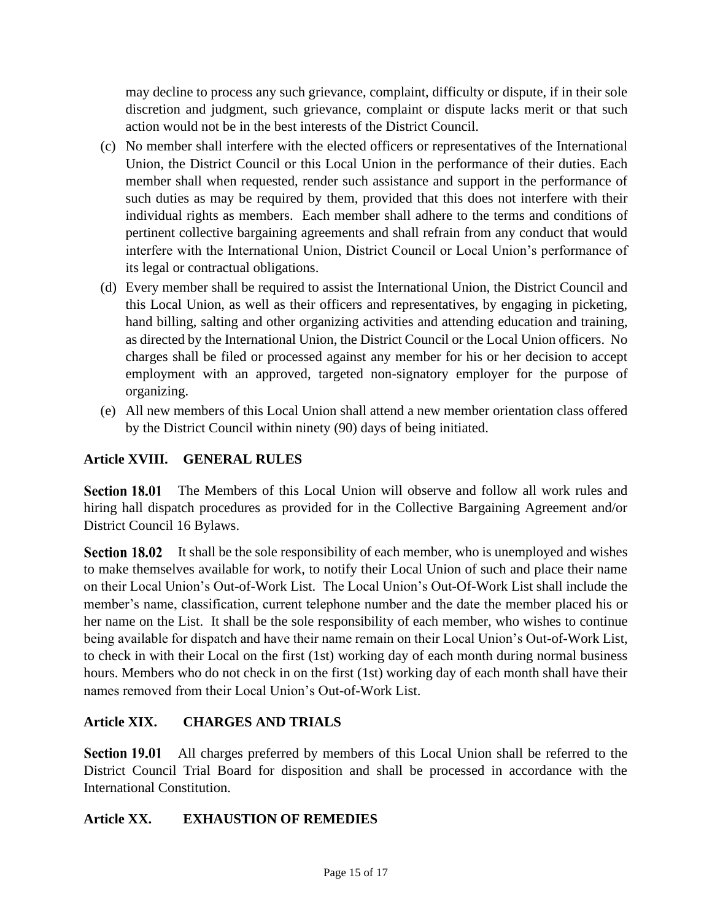may decline to process any such grievance, complaint, difficulty or dispute, if in their sole discretion and judgment, such grievance, complaint or dispute lacks merit or that such action would not be in the best interests of the District Council.

(c) No member shall interfere with the elected officers or representatives of the International Union, the District Council or this Local Union in the performance of their duties. Each member shall when requested, render such assistance and support in the performance of such duties as may be required by them, provided that this does not interfere with their individual rights as members. Each member shall adhere to the terms and conditions of pertinent collective bargaining agreements and shall refrain from any conduct that would interfere with the International Union, District Council or Local Union's performance of its legal or contractual obligations.

(d) Every member shall be required to assist the International Union, the District Council and this Local Union, as well as their officers and representatives, by engaging in picketing, hand billing, salting and other organizing activities and attending education and training, as directed by the International Union, the District Council or the Local Union officers. No charges shall be filed or processed against any member for his or her decision to accept employment with an approved, targeted non-signatory employer for the purpose of organizing.

(e) All new members of this Local Union shall attend a new member orientation class offered by the District Council within ninety (90) days of being initiated.

## Article XVIII. GENERAL RULES

**Section 18.01** The Members of this Local Union will observe and follow all work rules and hiring hall dispatch procedures as provided for in the Collective Bargaining Agreement and/or District Council 16 Bylaws.

**Section 18.02** It shall be the sole responsibility of each member, who is unemployed and wishes to make themselves available for work, to notify their Local Union of such and place their name on their Local Union's Out-of-Work List. The Local Union's Out-Of-Work List shall include the member's name, classification, current telephone number and the date the member placed his or her name on the List. It shall be the sole responsibility of each member, who wishes to continue being available for dispatch and have their name remain on their Local Union's Out-of-Work List, to check in with their Local on the first (1st) working day of each month during normal business hours. Members who do not check in on the first (1st) working day of each month shall have their names removed from their Local Union's Out-of-Work List.

## Article XIX. CHARGES AND TRIALS

**Section 19.01** All charges preferred by members of this Local Union shall be referred to the District Council Trial Board for disposition and shall be processed in accordance with the International Constitution.

## Article XX. EXHAUSTION OF REMEDIES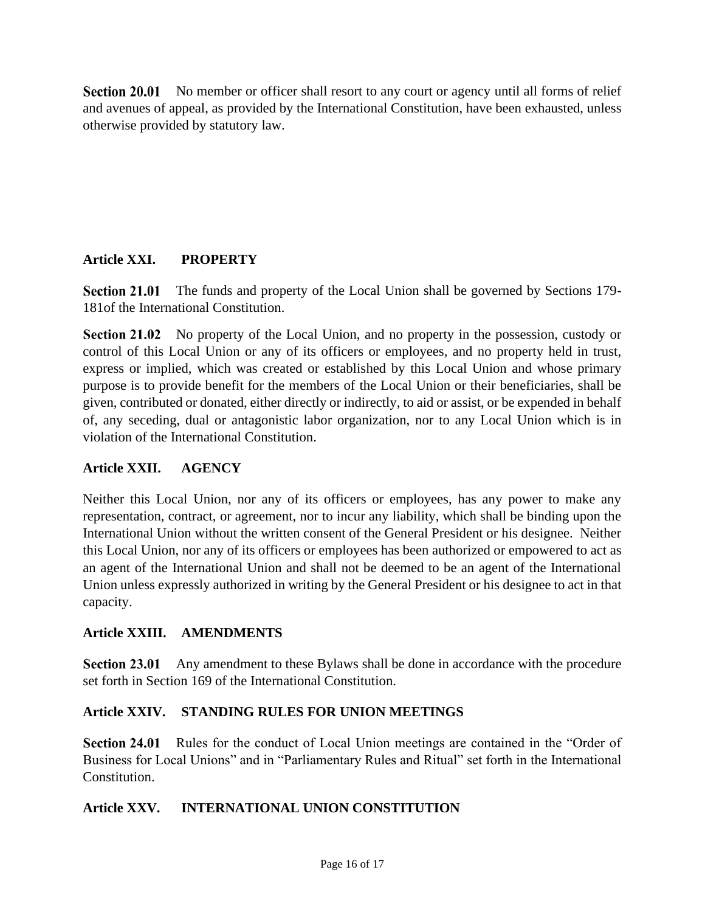**Section 20.01** No member or officer shall resort to any court or agency until all forms of relief and avenues of appeal, as provided by the International Constitution, have been exhausted, unless otherwise provided by statutory law.

## Article XXI. PROPERTY

**Section 21.01** The funds and property of the Local Union shall be governed by Sections 179-181of the International Constitution.

**Section 21.02** No property of the Local Union, and no property in the possession, custody or control of this Local Union or any of its officers or employees, and no property held in trust, express or implied, which was created or established by this Local Union and whose primary purpose is to provide benefit for the members of the Local Union or their beneficiaries, shall be given, contributed or donated, either directly or indirectly, to aid or assist, or be expended in behalf of, any seceding, dual or antagonistic labor organization, nor to any Local Union which is in violation of the International Constitution.

## Article XXII. AGENCY

Neither this Local Union, nor any of its officers or employees, has any power to make any representation, contract, or agreement, nor to incur any liability, which shall be binding upon the International Union without the written consent of the General President or his designee. Neither this Local Union, nor any of its officers or employees has been authorized or empowered to act as an agent of the International Union and shall not be deemed to be an agent of the International Union unless expressly authorized in writing by the General President or his designee to act in that capacity.

## Article XXIII. AMENDMENTS

**Section 23.01** Any amendment to these Bylaws shall be done in accordance with the procedure set forth in Section 169 of the International Constitution.

## Article XXIV. STANDING RULES FOR UNION MEETINGS

**Section 24.01** Rules for the conduct of Local Union meetings are contained in the "Order of Business for Local Unions" and in "Parliamentary Rules and Ritual" set forth in the International Constitution.

## Article XXV. INTERNATIONAL UNION CONSTITUTION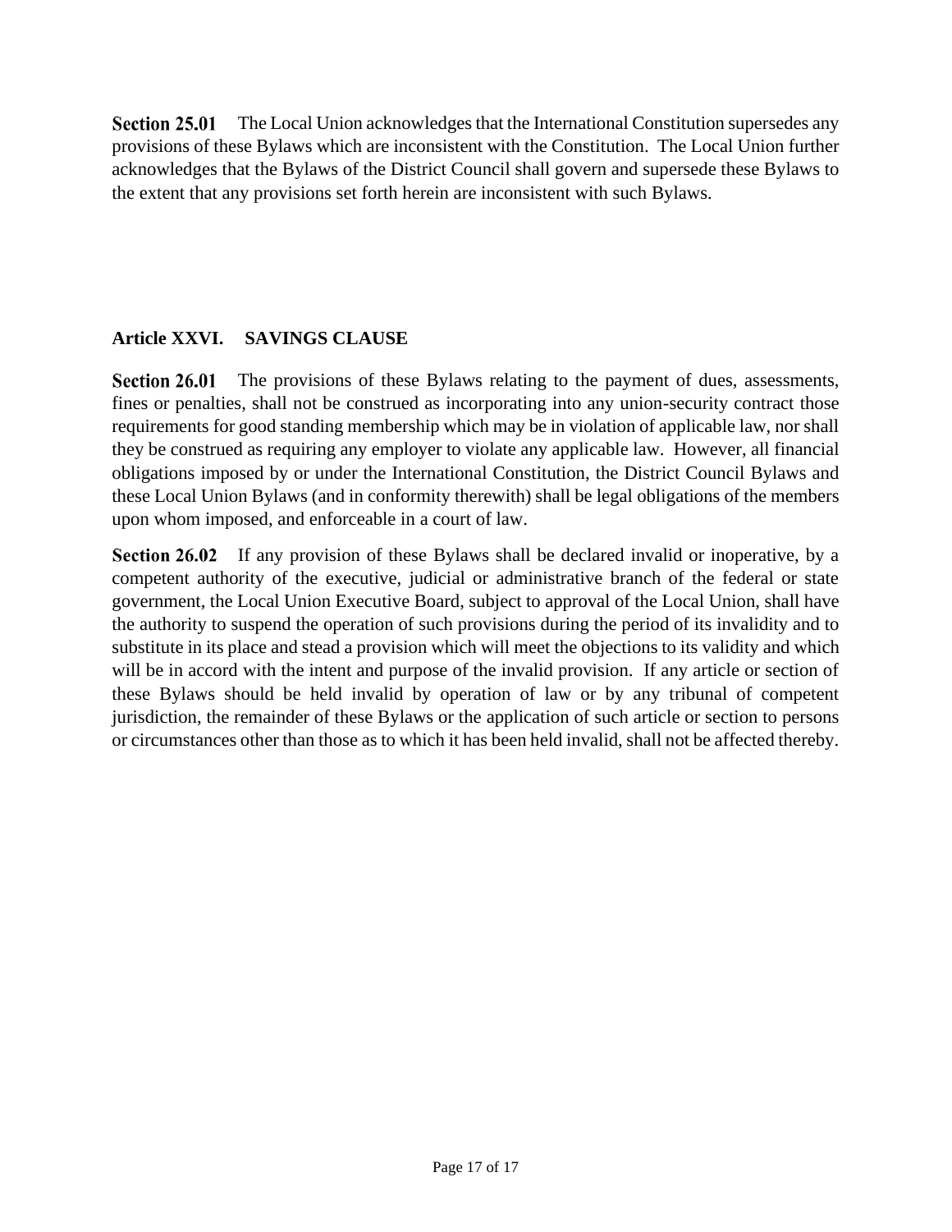**Section 25.01** The Local Union acknowledges that the International Constitution supersedes any provisions of these Bylaws which are inconsistent with the Constitution. The Local Union further acknowledges that the Bylaws of the District Council shall govern and supersede these Bylaws to the extent that any provisions set forth herein are inconsistent with such Bylaws.

## Article XXVI. SAVINGS CLAUSE

**Section 26.01** The provisions of these Bylaws relating to the payment of dues, assessments, fines or penalties, shall not be construed as incorporating into any union-security contract those requirements for good standing membership which may be in violation of applicable law, nor shall they be construed as requiring any employer to violate any applicable law. However, all financial obligations imposed by or under the International Constitution, the District Council Bylaws and these Local Union Bylaws (and in conformity therewith) shall be legal obligations of the members upon whom imposed, and enforceable in a court of law.

**Section 26.02** If any provision of these Bylaws shall be declared invalid or inoperative, by a competent authority of the executive, judicial or administrative branch of the federal or state government, the Local Union Executive Board, subject to approval of the Local Union, shall have the authority to suspend the operation of such provisions during the period of its invalidity and to substitute in its place and stead a provision which will meet the objections to its validity and which will be in accord with the intent and purpose of the invalid provision. If any article or section of these Bylaws should be held invalid by operation of law or by any tribunal of competent jurisdiction, the remainder of these Bylaws or the application of such article or section to persons or circumstances other than those as to which it has been held invalid, shall not be affected thereby.